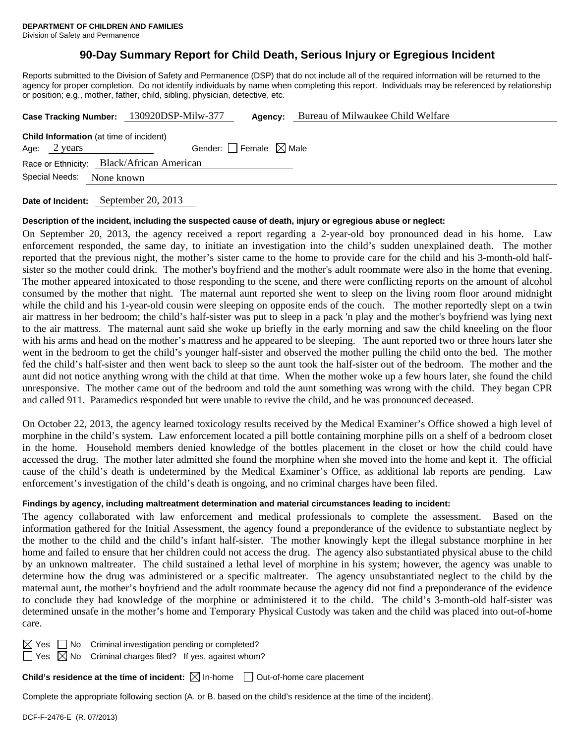**DEPARTMENT OF CHILDREN AND FAMILIES**
Division of Safety and Permanence

# 90-Day Summary Report for Child Death, Serious Injury or Egregious Incident

Reports submitted to the Division of Safety and Permanence (DSP) that do not include all of the required information will be returned to the agency for proper completion. Do not identify individuals by name when completing this report. Individuals may be referenced by relationship or position; e.g., mother, father, child, sibling, physician, detective, etc.

**Case Tracking Number:** 130920DSP-Milw-377 **Agency:** Bureau of Milwaukee Child Welfare

**Child Information** (at time of incident)

Age: 2 years Gender: ☐ Female ☒ Male

Race or Ethnicity: Black/African American

Special Needs: None known

**Date of Incident:** September 20, 2013

**Description of the incident, including the suspected cause of death, injury or egregious abuse or neglect:**

On September 20, 2013, the agency received a report regarding a 2-year-old boy pronounced dead in his home. Law enforcement responded, the same day, to initiate an investigation into the child's sudden unexplained death. The mother reported that the previous night, the mother's sister came to the home to provide care for the child and his 3-month-old half-sister so the mother could drink. The mother's boyfriend and the mother's adult roommate were also in the home that evening. The mother appeared intoxicated to those responding to the scene, and there were conflicting reports on the amount of alcohol consumed by the mother that night. The maternal aunt reported she went to sleep on the living room floor around midnight while the child and his 1-year-old cousin were sleeping on opposite ends of the couch. The mother reportedly slept on a twin air mattress in her bedroom; the child's half-sister was put to sleep in a pack 'n play and the mother's boyfriend was lying next to the air mattress. The maternal aunt said she woke up briefly in the early morning and saw the child kneeling on the floor with his arms and head on the mother's mattress and he appeared to be sleeping. The aunt reported two or three hours later she went in the bedroom to get the child's younger half-sister and observed the mother pulling the child onto the bed. The mother fed the child's half-sister and then went back to sleep so the aunt took the half-sister out of the bedroom. The mother and the aunt did not notice anything wrong with the child at that time. When the mother woke up a few hours later, she found the child unresponsive. The mother came out of the bedroom and told the aunt something was wrong with the child. They began CPR and called 911. Paramedics responded but were unable to revive the child, and he was pronounced deceased.

On October 22, 2013, the agency learned toxicology results received by the Medical Examiner's Office showed a high level of morphine in the child's system. Law enforcement located a pill bottle containing morphine pills on a shelf of a bedroom closet in the home. Household members denied knowledge of the bottles placement in the closet or how the child could have accessed the drug. The mother later admitted she found the morphine when she moved into the home and kept it. The official cause of the child's death is undetermined by the Medical Examiner's Office, as additional lab reports are pending. Law enforcement's investigation of the child's death is ongoing, and no criminal charges have been filed.

**Findings by agency, including maltreatment determination and material circumstances leading to incident:**

The agency collaborated with law enforcement and medical professionals to complete the assessment. Based on the information gathered for the Initial Assessment, the agency found a preponderance of the evidence to substantiate neglect by the mother to the child and the child's infant half-sister. The mother knowingly kept the illegal substance morphine in her home and failed to ensure that her children could not access the drug. The agency also substantiated physical abuse to the child by an unknown maltreater. The child sustained a lethal level of morphine in his system; however, the agency was unable to determine how the drug was administered or a specific maltreater. The agency unsubstantiated neglect to the child by the maternal aunt, the mother's boyfriend and the adult roommate because the agency did not find a preponderance of the evidence to conclude they had knowledge of the morphine or administered it to the child. The child's 3-month-old half-sister was determined unsafe in the mother's home and Temporary Physical Custody was taken and the child was placed into out-of-home care.

☒ Yes ☐ No Criminal investigation pending or completed?

☐ Yes ☒ No Criminal charges filed? If yes, against whom?

**Child's residence at the time of incident:** ☒ In-home ☐ Out-of-home care placement

Complete the appropriate following section (A. or B. based on the child's residence at the time of the incident).

DCF-F-2476-E (R. 07/2013)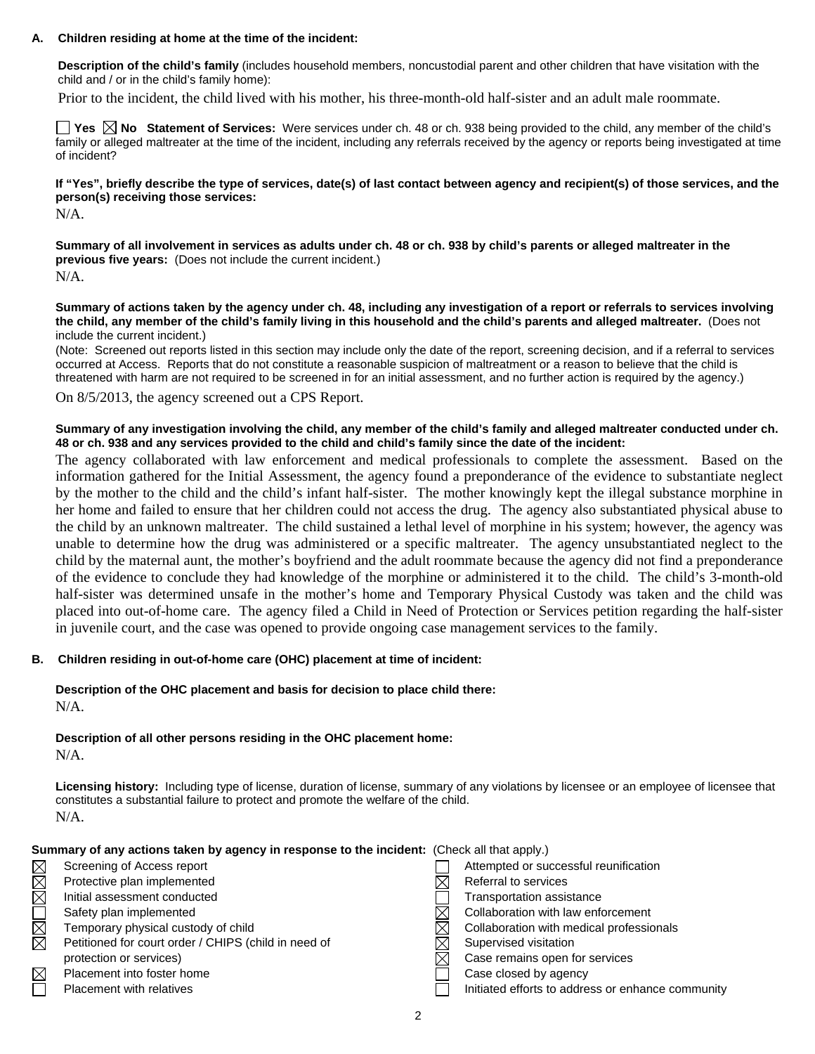**A. Children residing at home at the time of the incident:**

**Description of the child's family** (includes household members, noncustodial parent and other children that have visitation with the child and / or in the child's family home):

Prior to the incident, the child lived with his mother, his three-month-old half-sister and an adult male roommate.

☐ **Yes** ☒ **No** **Statement of Services:** Were services under ch. 48 or ch. 938 being provided to the child, any member of the child's family or alleged maltreater at the time of the incident, including any referrals received by the agency or reports being investigated at time of incident?

**If "Yes", briefly describe the type of services, date(s) of last contact between agency and recipient(s) of those services, and the person(s) receiving those services:**

N/A.

**Summary of all involvement in services as adults under ch. 48 or ch. 938 by child's parents or alleged maltreater in the previous five years:** (Does not include the current incident.)

N/A.

**Summary of actions taken by the agency under ch. 48, including any investigation of a report or referrals to services involving the child, any member of the child's family living in this household and the child's parents and alleged maltreater.** (Does not include the current incident.)

(Note: Screened out reports listed in this section may include only the date of the report, screening decision, and if a referral to services occurred at Access. Reports that do not constitute a reasonable suspicion of maltreatment or a reason to believe that the child is threatened with harm are not required to be screened in for an initial assessment, and no further action is required by the agency.)

On 8/5/2013, the agency screened out a CPS Report.

**Summary of any investigation involving the child, any member of the child's family and alleged maltreater conducted under ch. 48 or ch. 938 and any services provided to the child and child's family since the date of the incident:**

The agency collaborated with law enforcement and medical professionals to complete the assessment. Based on the information gathered for the Initial Assessment, the agency found a preponderance of the evidence to substantiate neglect by the mother to the child and the child's infant half-sister. The mother knowingly kept the illegal substance morphine in her home and failed to ensure that her children could not access the drug. The agency also substantiated physical abuse to the child by an unknown maltreater. The child sustained a lethal level of morphine in his system; however, the agency was unable to determine how the drug was administered or a specific maltreater. The agency unsubstantiated neglect to the child by the maternal aunt, the mother's boyfriend and the adult roommate because the agency did not find a preponderance of the evidence to conclude they had knowledge of the morphine or administered it to the child. The child's 3-month-old half-sister was determined unsafe in the mother's home and Temporary Physical Custody was taken and the child was placed into out-of-home care. The agency filed a Child in Need of Protection or Services petition regarding the half-sister in juvenile court, and the case was opened to provide ongoing case management services to the family.

**B. Children residing in out-of-home care (OHC) placement at time of incident:**

**Description of the OHC placement and basis for decision to place child there:**

N/A.

**Description of all other persons residing in the OHC placement home:**

N/A.

**Licensing history:** Including type of license, duration of license, summary of any violations by licensee or an employee of licensee that constitutes a substantial failure to protect and promote the welfare of the child.

N/A.

**Summary of any actions taken by agency in response to the incident:** (Check all that apply.)

- ☒ Screening of Access report
- ☒ Protective plan implemented
- ☒ Initial assessment conducted
- ☐ Safety plan implemented
- ☒ Temporary physical custody of child
- ☒ Petitioned for court order / CHIPS (child in need of protection or services)
- ☒ Placement into foster home
- ☐ Placement with relatives
- ☐ Attempted or successful reunification
- ☒ Referral to services
- ☐ Transportation assistance
- ☒ Collaboration with law enforcement
- ☒ Collaboration with medical professionals
- ☒ Supervised visitation
- ☒ Case remains open for services
- ☐ Case closed by agency
- ☐ Initiated efforts to address or enhance community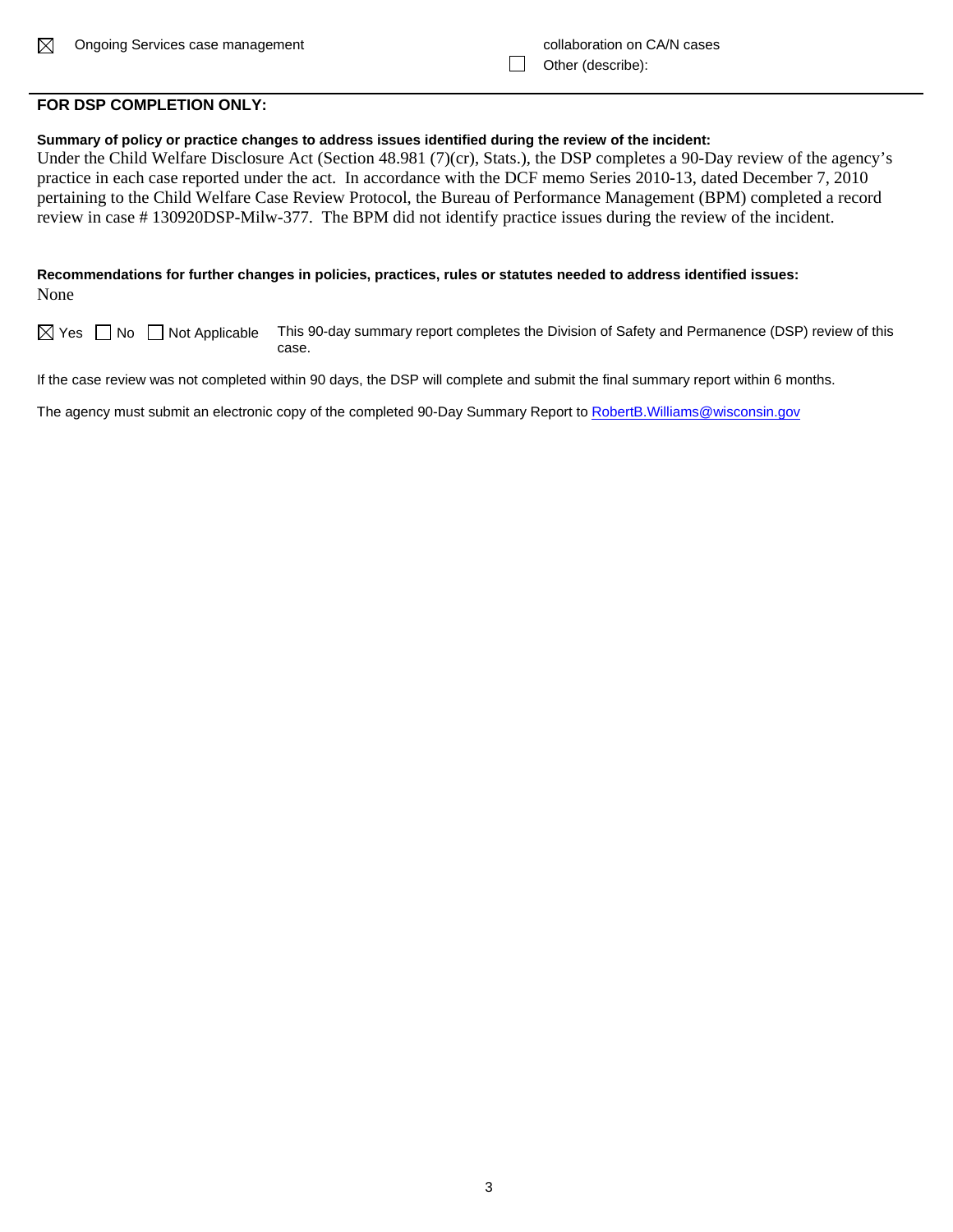☒ Ongoing Services case management

collaboration on CA/N cases

☐ Other (describe):

---

**FOR DSP COMPLETION ONLY:**

**Summary of policy or practice changes to address issues identified during the review of the incident:**

Under the Child Welfare Disclosure Act (Section 48.981 (7)(cr), Stats.), the DSP completes a 90-Day review of the agency's practice in each case reported under the act. In accordance with the DCF memo Series 2010-13, dated December 7, 2010 pertaining to the Child Welfare Case Review Protocol, the Bureau of Performance Management (BPM) completed a record review in case # 130920DSP-Milw-377. The BPM did not identify practice issues during the review of the incident.

**Recommendations for further changes in policies, practices, rules or statutes needed to address identified issues:**

None

☒ Yes ☐ No ☐ Not Applicable This 90-day summary report completes the Division of Safety and Permanence (DSP) review of this case.

If the case review was not completed within 90 days, the DSP will complete and submit the final summary report within 6 months.

The agency must submit an electronic copy of the completed 90-Day Summary Report to RobertB.Williams@wisconsin.gov